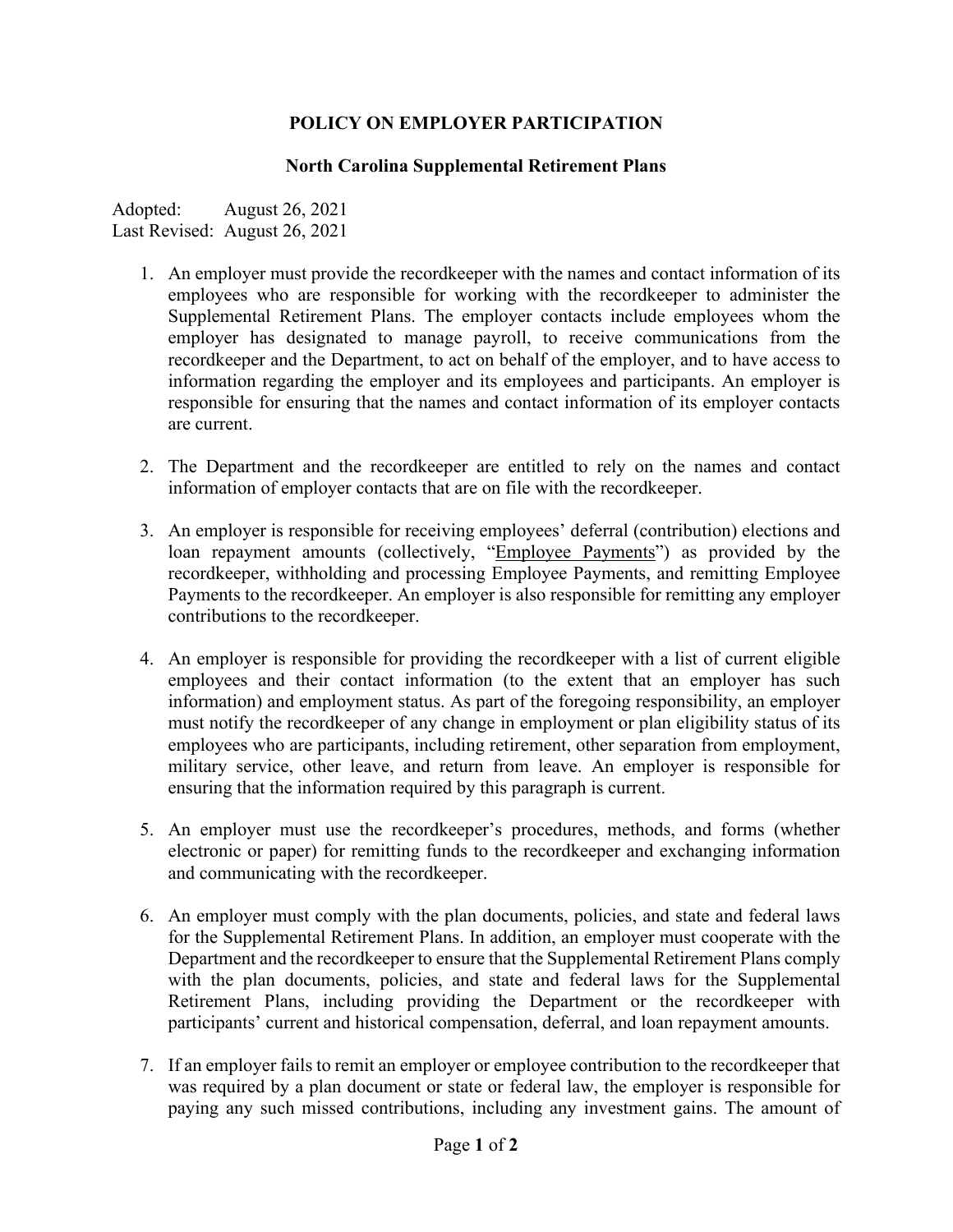# POLICY ON EMPLOYER PARTICIPATION

## North Carolina Supplemental Retirement Plans

Adopted: August 26, 2021
Last Revised: August 26, 2021

1. An employer must provide the recordkeeper with the names and contact information of its employees who are responsible for working with the recordkeeper to administer the Supplemental Retirement Plans. The employer contacts include employees whom the employer has designated to manage payroll, to receive communications from the recordkeeper and the Department, to act on behalf of the employer, and to have access to information regarding the employer and its employees and participants. An employer is responsible for ensuring that the names and contact information of its employer contacts are current.

2. The Department and the recordkeeper are entitled to rely on the names and contact information of employer contacts that are on file with the recordkeeper.

3. An employer is responsible for receiving employees' deferral (contribution) elections and loan repayment amounts (collectively, "Employee Payments") as provided by the recordkeeper, withholding and processing Employee Payments, and remitting Employee Payments to the recordkeeper. An employer is also responsible for remitting any employer contributions to the recordkeeper.

4. An employer is responsible for providing the recordkeeper with a list of current eligible employees and their contact information (to the extent that an employer has such information) and employment status. As part of the foregoing responsibility, an employer must notify the recordkeeper of any change in employment or plan eligibility status of its employees who are participants, including retirement, other separation from employment, military service, other leave, and return from leave. An employer is responsible for ensuring that the information required by this paragraph is current.

5. An employer must use the recordkeeper's procedures, methods, and forms (whether electronic or paper) for remitting funds to the recordkeeper and exchanging information and communicating with the recordkeeper.

6. An employer must comply with the plan documents, policies, and state and federal laws for the Supplemental Retirement Plans. In addition, an employer must cooperate with the Department and the recordkeeper to ensure that the Supplemental Retirement Plans comply with the plan documents, policies, and state and federal laws for the Supplemental Retirement Plans, including providing the Department or the recordkeeper with participants' current and historical compensation, deferral, and loan repayment amounts.

7. If an employer fails to remit an employer or employee contribution to the recordkeeper that was required by a plan document or state or federal law, the employer is responsible for paying any such missed contributions, including any investment gains. The amount of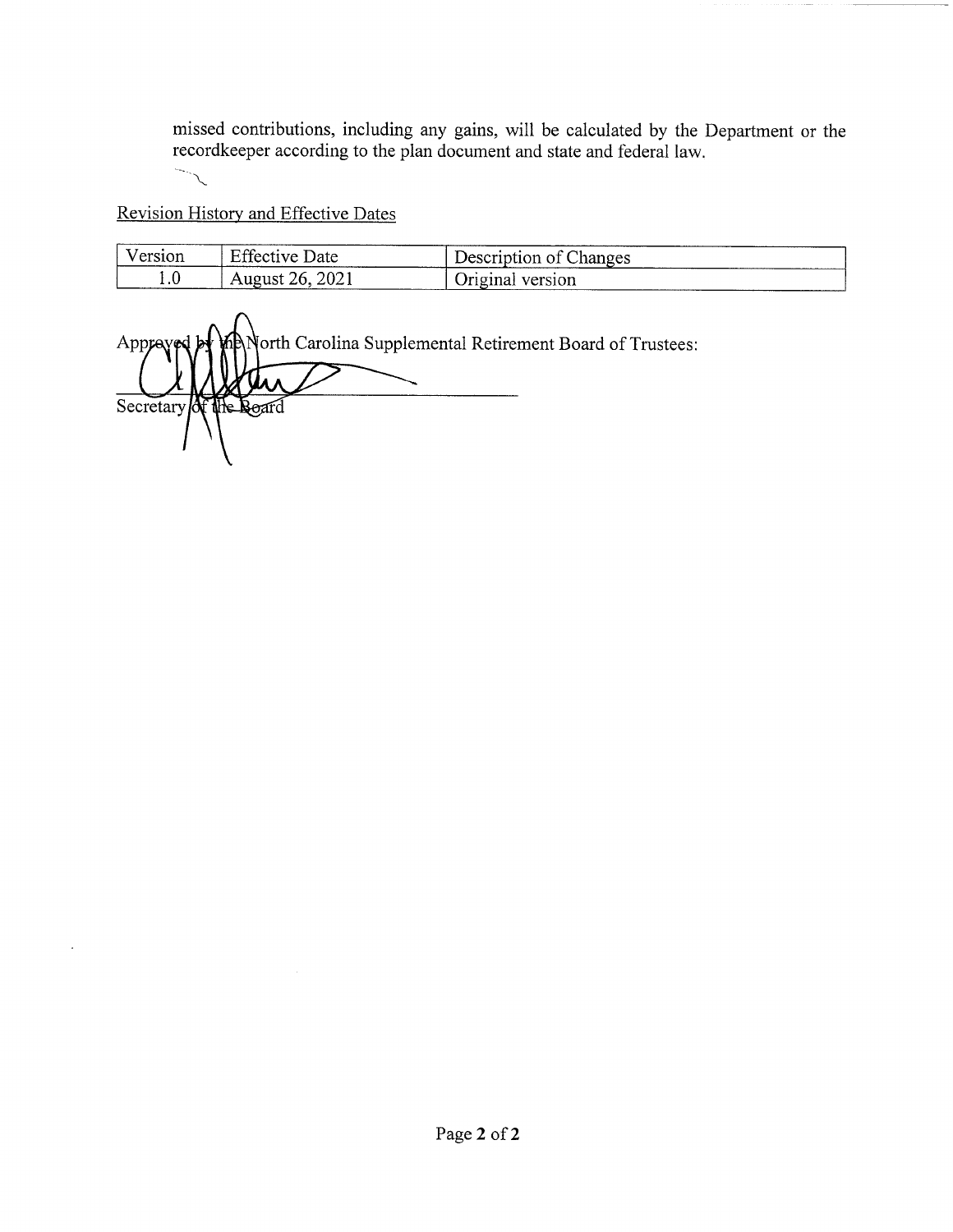missed contributions, including any gains, will be calculated by the Department or the recordkeeper according to the plan document and state and federal law.

Revision History and Effective Dates

| Version | Effective Date | Description of Changes |
|---|---|---|
| 1.0 | August 26, 2021 | Original version |

Approved by the North Carolina Supplemental Retirement Board of Trustees:

Secretary of the Board